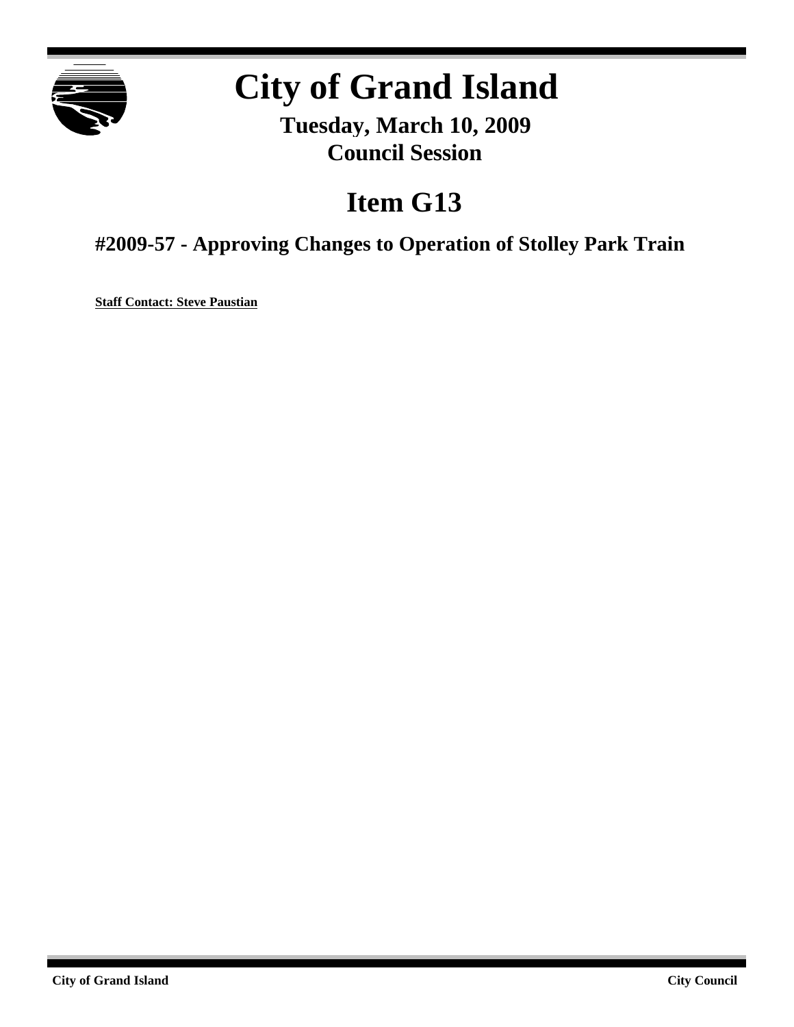# City of Grand Island

**Tuesday, March 10, 2009**
**Council Session**

# Item G13

## #2009-57 - Approving Changes to Operation of Stolley Park Train

**Staff Contact: Steve Paustian**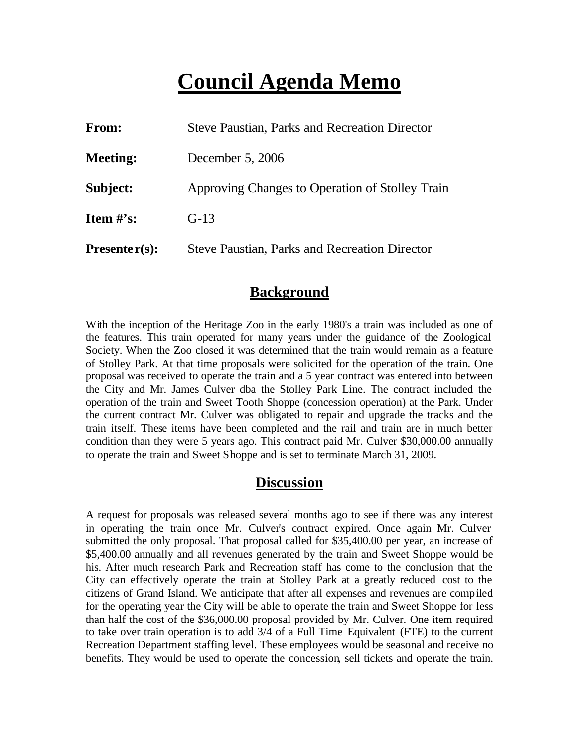# Council Agenda Memo

**From:** Steve Paustian, Parks and Recreation Director

**Meeting:** December 5, 2006

**Subject:** Approving Changes to Operation of Stolley Train

**Item #'s:** G-13

**Presenter(s):** Steve Paustian, Parks and Recreation Director

## Background

With the inception of the Heritage Zoo in the early 1980's a train was included as one of the features. This train operated for many years under the guidance of the Zoological Society. When the Zoo closed it was determined that the train would remain as a feature of Stolley Park. At that time proposals were solicited for the operation of the train. One proposal was received to operate the train and a 5 year contract was entered into between the City and Mr. James Culver dba the Stolley Park Line. The contract included the operation of the train and Sweet Tooth Shoppe (concession operation) at the Park. Under the current contract Mr. Culver was obligated to repair and upgrade the tracks and the train itself. These items have been completed and the rail and train are in much better condition than they were 5 years ago. This contract paid Mr. Culver $30,000.00 annually to operate the train and Sweet Shoppe and is set to terminate March 31, 2009.

## Discussion

A request for proposals was released several months ago to see if there was any interest in operating the train once Mr. Culver's contract expired. Once again Mr. Culver submitted the only proposal. That proposal called for $35,400.00 per year, an increase of $5,400.00 annually and all revenues generated by the train and Sweet Shoppe would be his. After much research Park and Recreation staff has come to the conclusion that the City can effectively operate the train at Stolley Park at a greatly reduced cost to the citizens of Grand Island. We anticipate that after all expenses and revenues are compiled for the operating year the City will be able to operate the train and Sweet Shoppe for less than half the cost of the $36,000.00 proposal provided by Mr. Culver. One item required to take over train operation is to add 3/4 of a Full Time Equivalent (FTE) to the current Recreation Department staffing level. These employees would be seasonal and receive no benefits. They would be used to operate the concession, sell tickets and operate the train.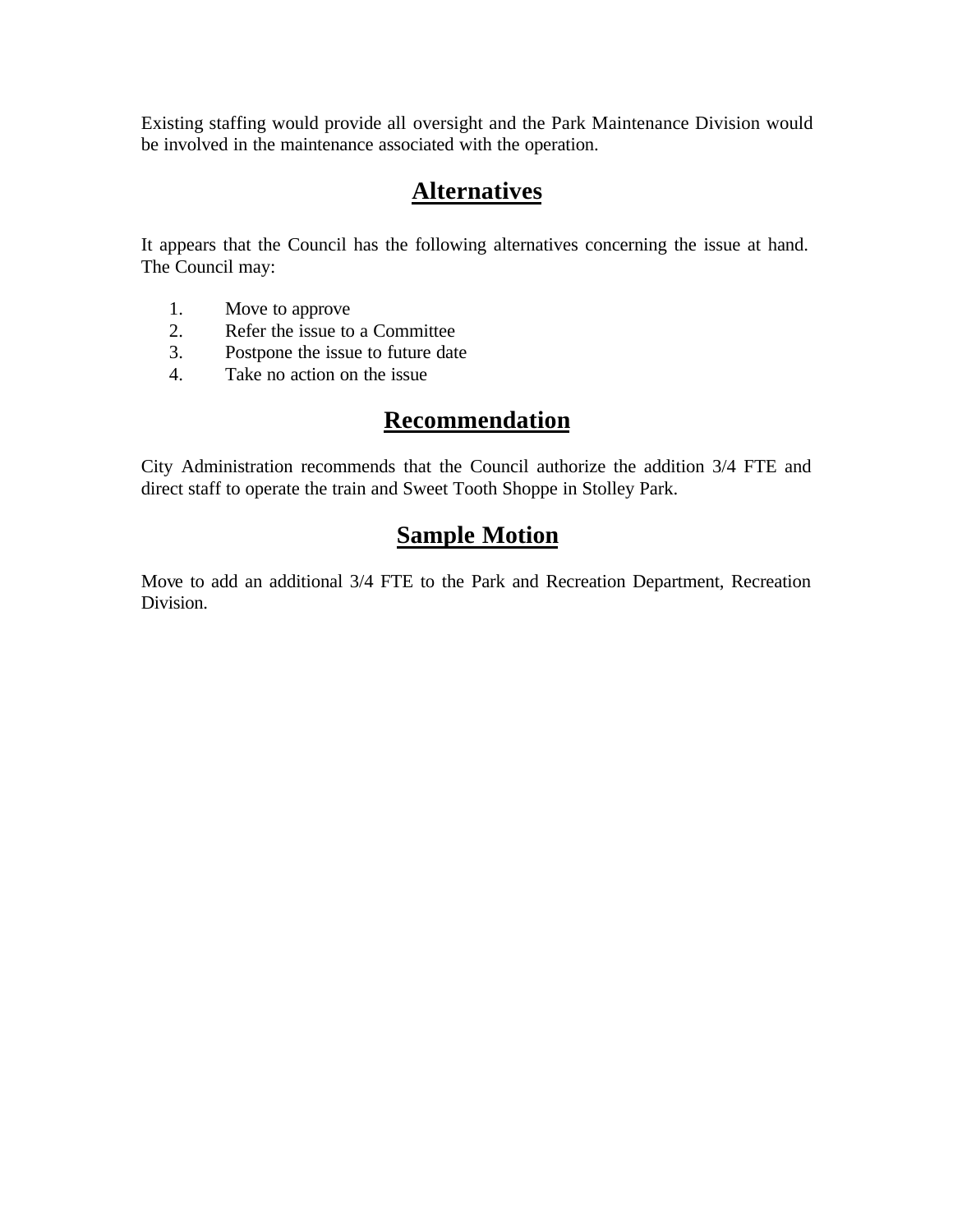Existing staffing would provide all oversight and the Park Maintenance Division would be involved in the maintenance associated with the operation.

## Alternatives

It appears that the Council has the following alternatives concerning the issue at hand. The Council may:

1. Move to approve
2. Refer the issue to a Committee
3. Postpone the issue to future date
4. Take no action on the issue

## Recommendation

City Administration recommends that the Council authorize the addition 3/4 FTE and direct staff to operate the train and Sweet Tooth Shoppe in Stolley Park.

## Sample Motion

Move to add an additional 3/4 FTE to the Park and Recreation Department, Recreation Division.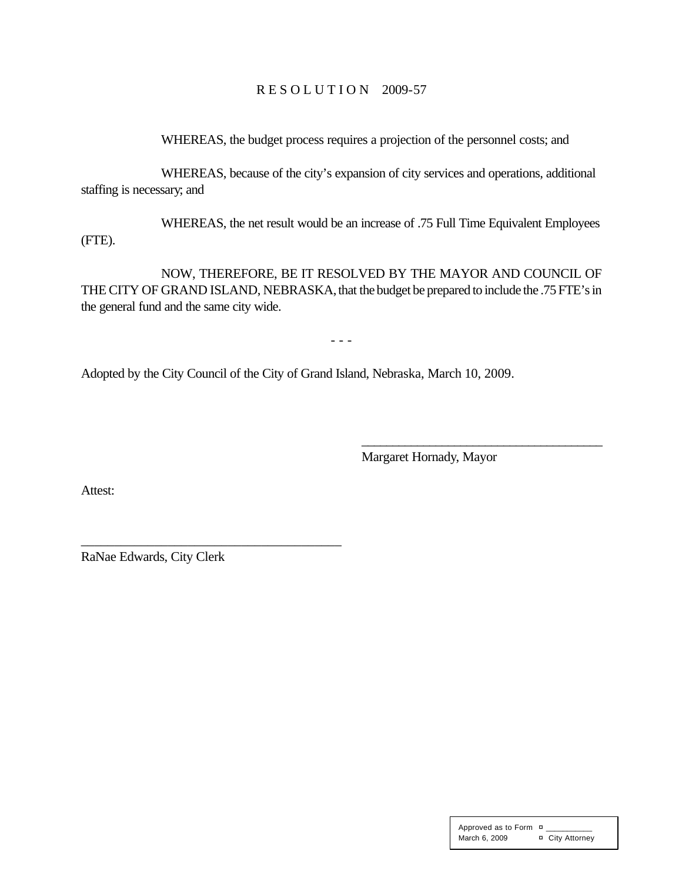# R E S O L U T I O N 2009-57

WHEREAS, the budget process requires a projection of the personnel costs; and

WHEREAS, because of the city's expansion of city services and operations, additional staffing is necessary; and

WHEREAS, the net result would be an increase of .75 Full Time Equivalent Employees (FTE).

NOW, THEREFORE, BE IT RESOLVED BY THE MAYOR AND COUNCIL OF THE CITY OF GRAND ISLAND, NEBRASKA, that the budget be prepared to include the .75 FTE's in the general fund and the same city wide.

- - -

Adopted by the City Council of the City of Grand Island, Nebraska, March 10, 2009.

_____________________________________
Margaret Hornady, Mayor

Attest:

_______________________________________
RaNae Edwards, City Clerk

| | |
|---|---|
| Approved as to Form | ¤ __________ |
| March 6, 2009 | ¤ City Attorney |